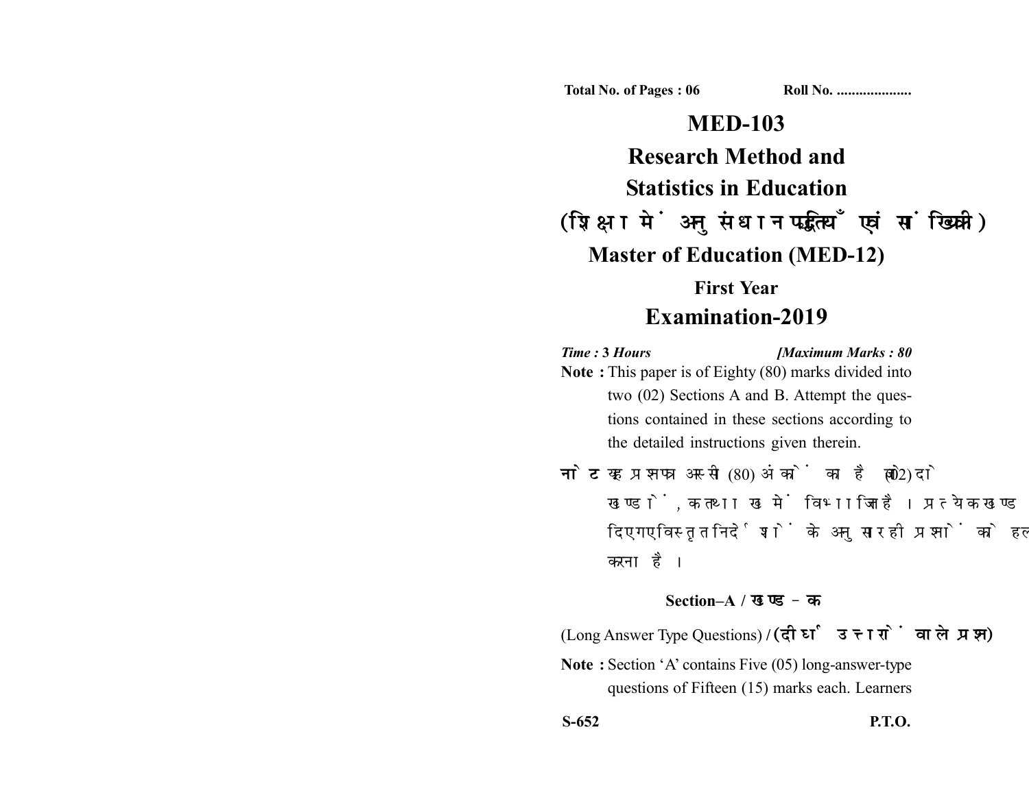Total No. of Pages : 06 Roll No. ....................

# MED-103

# Research Method and Statistics in Education

# (शिक्षा में अनुसंधान पद्धतियाँ एवं सांख्यिकी)

## Master of Education (MED-12)

## First Year

## Examination-2019

*Time :* **3 Hours** *[Maximum Marks :* **80**

**Note :** This paper is of Eighty (80) marks divided into two (02) Sections A and B. Attempt the questions contained in these sections according to the detailed instructions given therein.

**नोट :** यह प्रश्नपत्र अस्सी (80) अंकों का है जो दो (02) खण्डों, क तथा ख में विभाजित है। प्रत्येक खण्ड में दिए गए विस्तृत निर्देशों के अनुसार ही प्रश्नों को हल करना है।

### Section–A / खण्ड–क

(Long Answer Type Questions) / (दीर्घ उत्तरों वाले प्रश्न)

**Note :** Section 'A' contains Five (05) long-answer-type questions of Fifteen (15) marks each. Learners

S-652 P.T.O.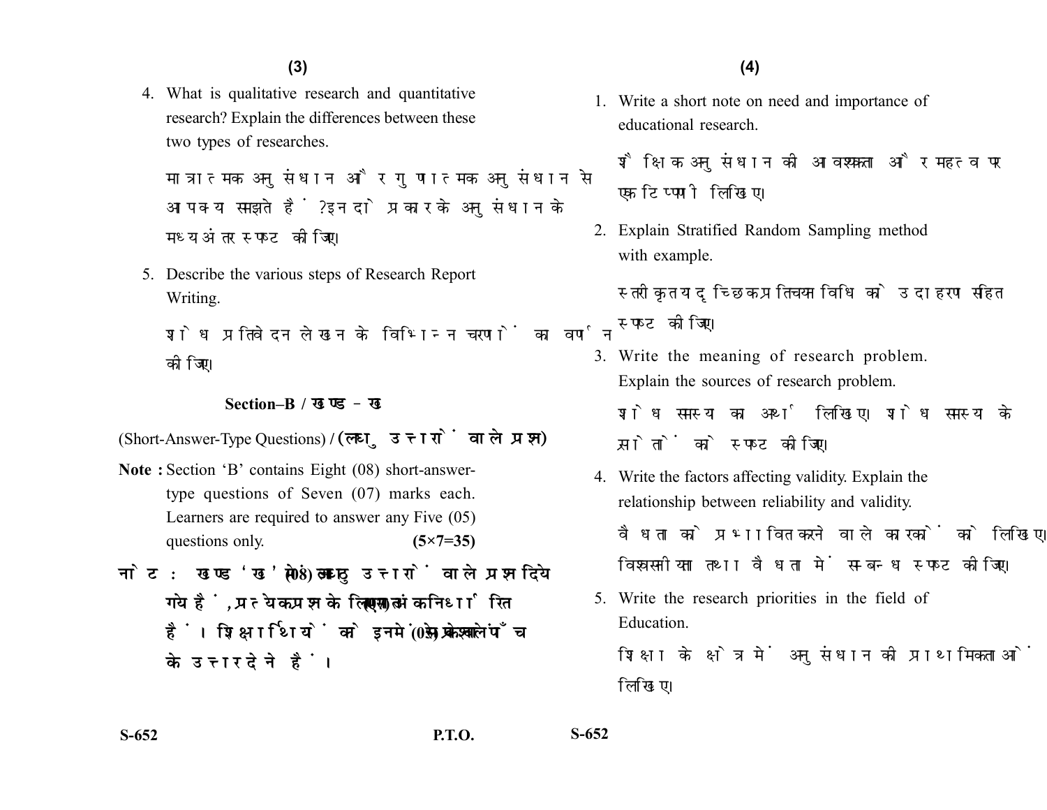4. What is qualitative research and quantitative research? Explain the differences between these two types of researches.

मात्रात्मक अनुसंधान और गुणात्मक अनुसंधान से आप क्या समझते हैं? इन दो प्रकार के अनुसंधान के मध्य अंतर स्पष्ट कीजिए।

5. Describe the various steps of Research Report Writing.

शोध प्रतिवेदन लेखन के विभिन्न चरणों का वर्णन कीजिए।

## Section–B / खण्ड – ख

(Short-Answer-Type Questions) / **(लघु उत्तरों वाले प्रश्न)**

**Note :** Section 'B' contains Eight (08) short-answer-type questions of Seven (07) marks each. Learners are required to answer any Five (05) questions only. **(5×7=35)**

**नोट :** खण्ड 'ख' में आठ (08) लघु उत्तरों वाले प्रश्न दिये गये हैं, प्रत्येक प्रश्न के लिए सात (07) अंक निर्धारित हैं। शिक्षार्थियों को इनमें से केवल पाँच (05) प्रश्नों के उत्तर देने हैं।

1. Write a short note on need and importance of educational research.

शैक्षिक अनुसंधान की आवश्यकता और महत्व पर एक टिप्पणी लिखिए।

2. Explain Stratified Random Sampling method with example.

स्तरीकृत यादृच्छिक प्रतिचयन विधि को उदाहरण सहित स्पष्ट कीजिए।

3. Write the meaning of research problem. Explain the sources of research problem.

शोध समस्या का अर्थ लिखिए। शोध समस्या के स्रोतों को स्पष्ट कीजिए।

4. Write the factors affecting validity. Explain the relationship between reliability and validity.

वैधता को प्रभावित करने वाले कारकों को लिखिए। विश्वसनीयता तथा वैधता में सम्बन्ध स्पष्ट कीजिए।

5. Write the research priorities in the field of Education.

शिक्षा के क्षेत्र में अनुसंधान की प्राथमिकताओं लिखिए।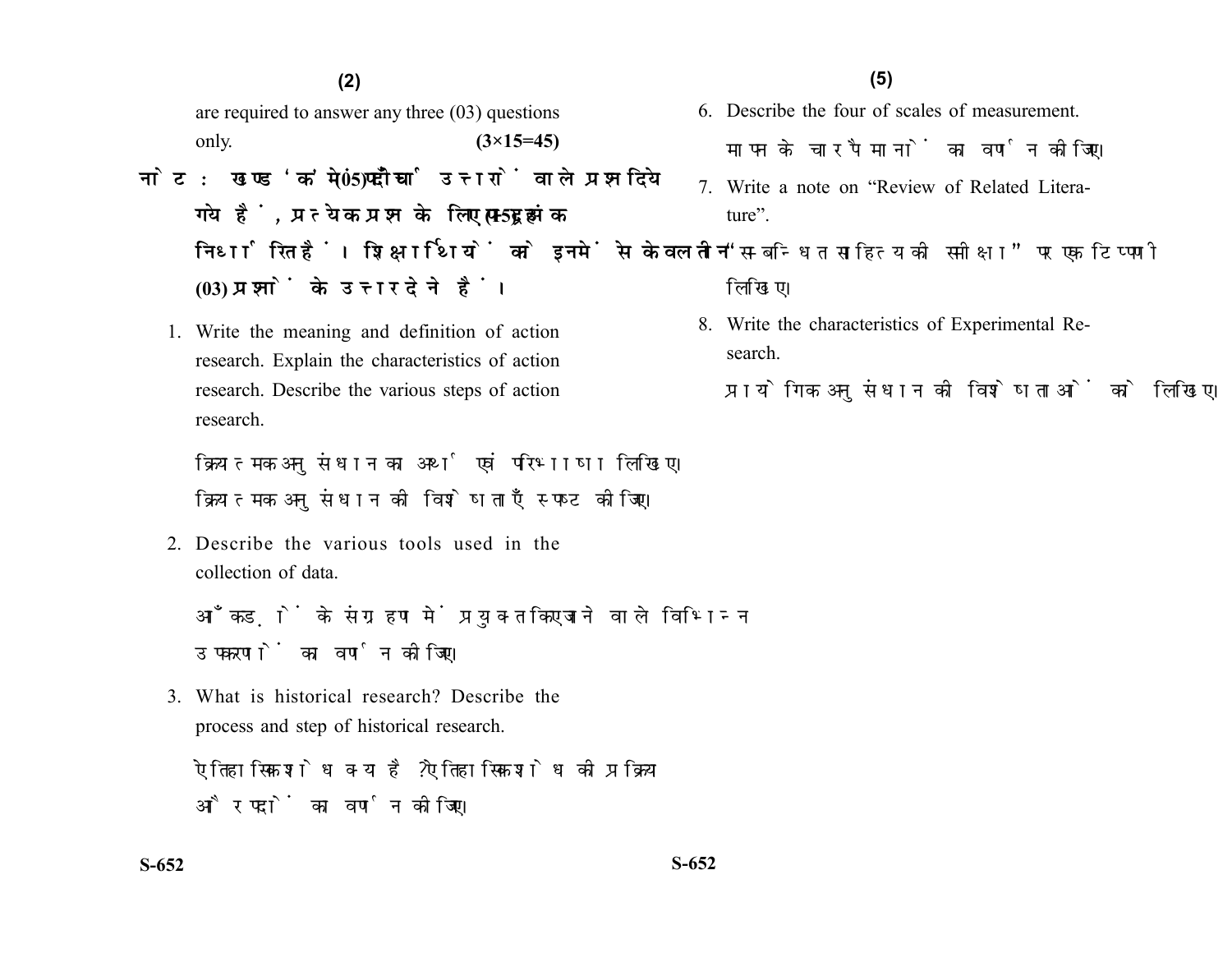are required to answer any three (03) questions only. **(3×15=45)**

**नोट : खण्ड 'क' में (05) दीर्घ उत्तरों वाले प्रश्न दिये गये हैं, प्रत्येक प्रश्न के लिए पन्द्रह (15) अंक निर्धारित हैं। शिक्षार्थियों को इनमें से केवल तीन (03) प्रश्नों के उत्तर देने हैं।**

1. Write the meaning and definition of action research. Explain the characteristics of action research. Describe the various steps of action research.

   क्रियात्मक अनुसंधान का अर्थ एवं परिभाषा लिखिए। क्रियात्मक अनुसंधान की विशेषताएँ स्पष्ट कीजिए।

2. Describe the various tools used in the collection of data.

   आँकड़ों के संग्रहण में प्रयुक्त किए जाने वाले विभिन्न उपकरणों का वर्णन कीजिए।

3. What is historical research? Describe the process and step of historical research.

   ऐतिहासिक शोध क्या है? ऐतिहासिक शोध की प्रक्रिया और पदों का वर्णन कीजिए।

6. Describe the four of scales of measurement.

   मापन के चार पैमानों का वर्णन कीजिए।

7. Write a note on "Review of Related Literature".

   "सम्बन्धित साहित्य की समीक्षा" पर एक टिप्पणी लिखिए।

8. Write the characteristics of Experimental Research.

   प्रायोगिक अनुसंधान की विशेषताओं को लिखिए।

S-652

S-652